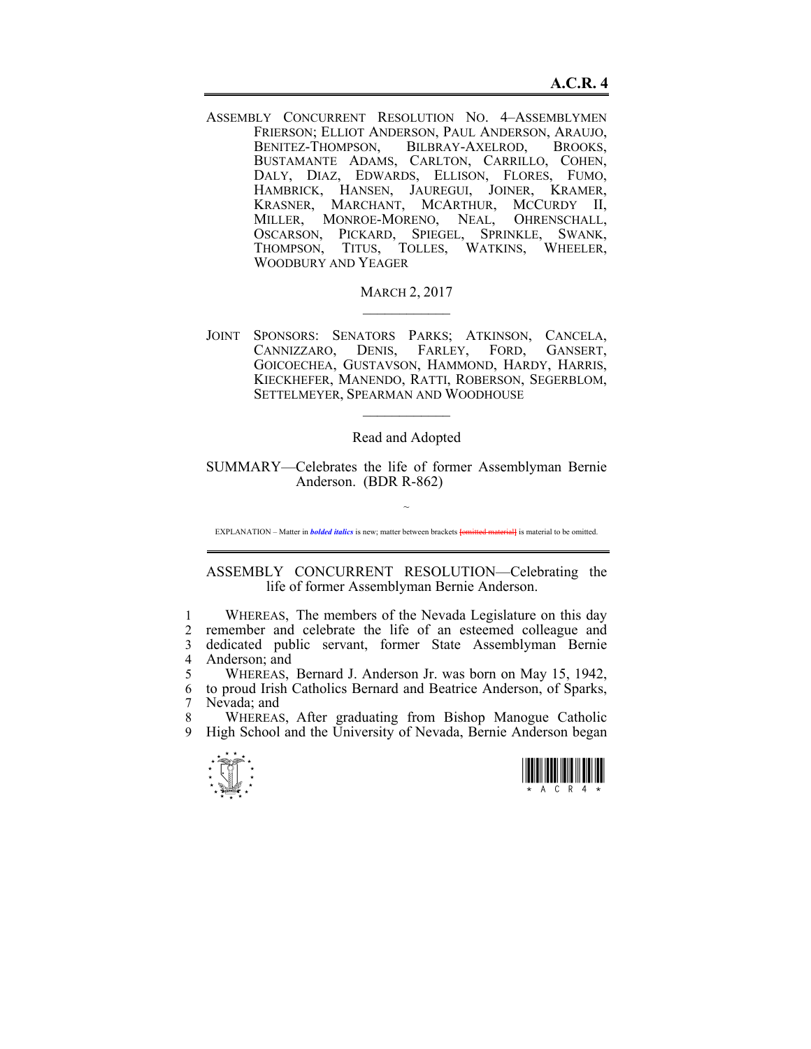# A.C.R. 4

ASSEMBLY CONCURRENT RESOLUTION NO. 4–ASSEMBLYMEN FRIERSON; ELLIOT ANDERSON, PAUL ANDERSON, ARAUJO, BENITEZ-THOMPSON, BILBRAY-AXELROD, BROOKS, BUSTAMANTE ADAMS, CARLTON, CARRILLO, COHEN, DALY, DIAZ, EDWARDS, ELLISON, FLORES, FUMO, HAMBRICK, HANSEN, JAUREGUI, JOINER, KRAMER, KRASNER, MARCHANT, MCARTHUR, MCCURDY II, MILLER, MONROE-MORENO, NEAL, OHRENSCHALL, OSCARSON, PICKARD, SPIEGEL, SPRINKLE, SWANK, THOMPSON, TITUS, TOLLES, WATKINS, WHEELER, WOODBURY AND YEAGER

MARCH 2, 2017

---

JOINT SPONSORS: SENATORS PARKS; ATKINSON, CANCELA, CANNIZZARO, DENIS, FARLEY, FORD, GANSERT, GOICOECHEA, GUSTAVSON, HAMMOND, HARDY, HARRIS, KIECKHEFER, MANENDO, RATTI, ROBERSON, SEGERBLOM, SETTELMEYER, SPEARMAN AND WOODHOUSE

---

Read and Adopted

SUMMARY—Celebrates the life of former Assemblyman Bernie Anderson. (BDR R-862)

~

EXPLANATION – Matter in ***bolded italics*** is new; matter between brackets [omitted material] is material to be omitted.

---

ASSEMBLY CONCURRENT RESOLUTION—Celebrating the life of former Assemblyman Bernie Anderson.

1 WHEREAS, The members of the Nevada Legislature on this day
2 remember and celebrate the life of an esteemed colleague and
3 dedicated public servant, former State Assemblyman Bernie
4 Anderson; and
5 WHEREAS, Bernard J. Anderson Jr. was born on May 15, 1942,
6 to proud Irish Catholics Bernard and Beatrice Anderson, of Sparks,
7 Nevada; and
8 WHEREAS, After graduating from Bishop Manogue Catholic
9 High School and the University of Nevada, Bernie Anderson began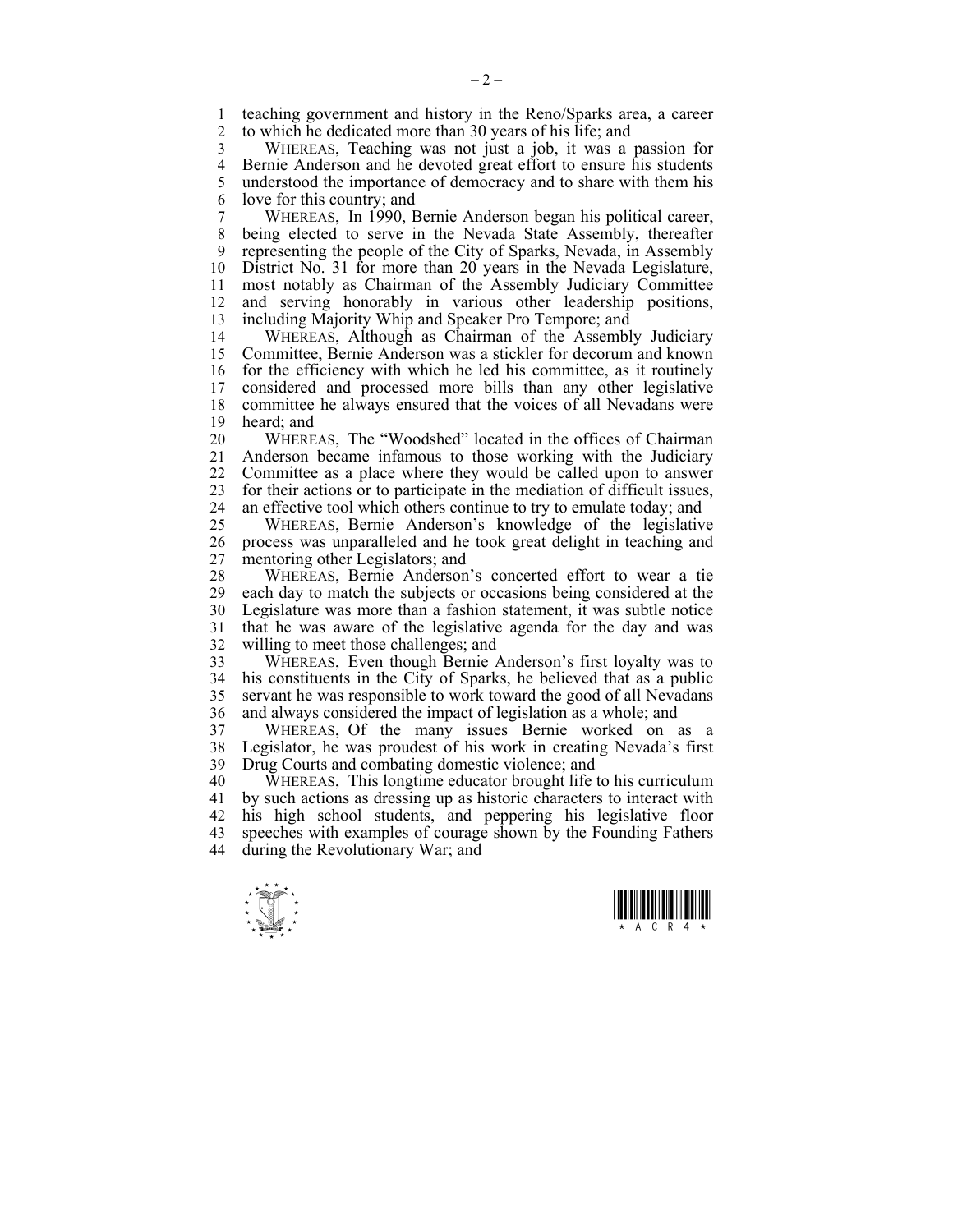teaching government and history in the Reno/Sparks area, a career to which he dedicated more than 30 years of his life; and

WHEREAS, Teaching was not just a job, it was a passion for Bernie Anderson and he devoted great effort to ensure his students understood the importance of democracy and to share with them his love for this country; and

WHEREAS, In 1990, Bernie Anderson began his political career, being elected to serve in the Nevada State Assembly, thereafter representing the people of the City of Sparks, Nevada, in Assembly District No. 31 for more than 20 years in the Nevada Legislature, most notably as Chairman of the Assembly Judiciary Committee and serving honorably in various other leadership positions, including Majority Whip and Speaker Pro Tempore; and

WHEREAS, Although as Chairman of the Assembly Judiciary Committee, Bernie Anderson was a stickler for decorum and known for the efficiency with which he led his committee, as it routinely considered and processed more bills than any other legislative committee he always ensured that the voices of all Nevadans were heard; and

WHEREAS, The "Woodshed" located in the offices of Chairman Anderson became infamous to those working with the Judiciary Committee as a place where they would be called upon to answer for their actions or to participate in the mediation of difficult issues, an effective tool which others continue to try to emulate today; and

WHEREAS, Bernie Anderson's knowledge of the legislative process was unparalleled and he took great delight in teaching and mentoring other Legislators; and

WHEREAS, Bernie Anderson's concerted effort to wear a tie each day to match the subjects or occasions being considered at the Legislature was more than a fashion statement, it was subtle notice that he was aware of the legislative agenda for the day and was willing to meet those challenges; and

WHEREAS, Even though Bernie Anderson's first loyalty was to his constituents in the City of Sparks, he believed that as a public servant he was responsible to work toward the good of all Nevadans and always considered the impact of legislation as a whole; and

WHEREAS, Of the many issues Bernie worked on as a Legislator, he was proudest of his work in creating Nevada's first Drug Courts and combating domestic violence; and

WHEREAS, This longtime educator brought life to his curriculum by such actions as dressing up as historic characters to interact with his high school students, and peppering his legislative floor speeches with examples of courage shown by the Founding Fathers during the Revolutionary War; and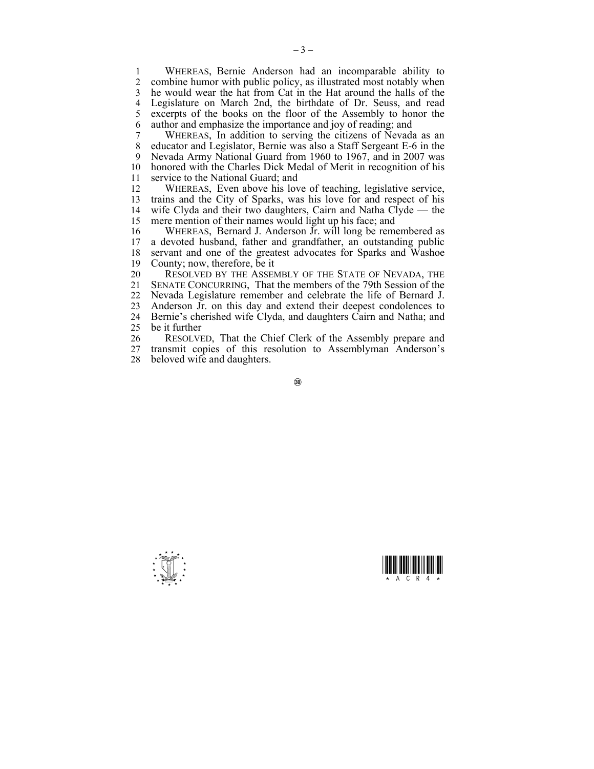WHEREAS, Bernie Anderson had an incomparable ability to combine humor with public policy, as illustrated most notably when he would wear the hat from Cat in the Hat around the halls of the Legislature on March 2nd, the birthdate of Dr. Seuss, and read excerpts of the books on the floor of the Assembly to honor the author and emphasize the importance and joy of reading; and

WHEREAS, In addition to serving the citizens of Nevada as an educator and Legislator, Bernie was also a Staff Sergeant E-6 in the Nevada Army National Guard from 1960 to 1967, and in 2007 was honored with the Charles Dick Medal of Merit in recognition of his service to the National Guard; and

WHEREAS, Even above his love of teaching, legislative service, trains and the City of Sparks, was his love for and respect of his wife Clyda and their two daughters, Cairn and Natha Clyde — the mere mention of their names would light up his face; and

WHEREAS, Bernard J. Anderson Jr. will long be remembered as a devoted husband, father and grandfather, an outstanding public servant and one of the greatest advocates for Sparks and Washoe County; now, therefore, be it

RESOLVED BY THE ASSEMBLY OF THE STATE OF NEVADA, THE SENATE CONCURRING, That the members of the 79th Session of the Nevada Legislature remember and celebrate the life of Bernard J. Anderson Jr. on this day and extend their deepest condolences to Bernie's cherished wife Clyda, and daughters Cairn and Natha; and be it further

RESOLVED, That the Chief Clerk of the Assembly prepare and transmit copies of this resolution to Assemblyman Anderson's beloved wife and daughters.

⑳

\* A C R 4 \*